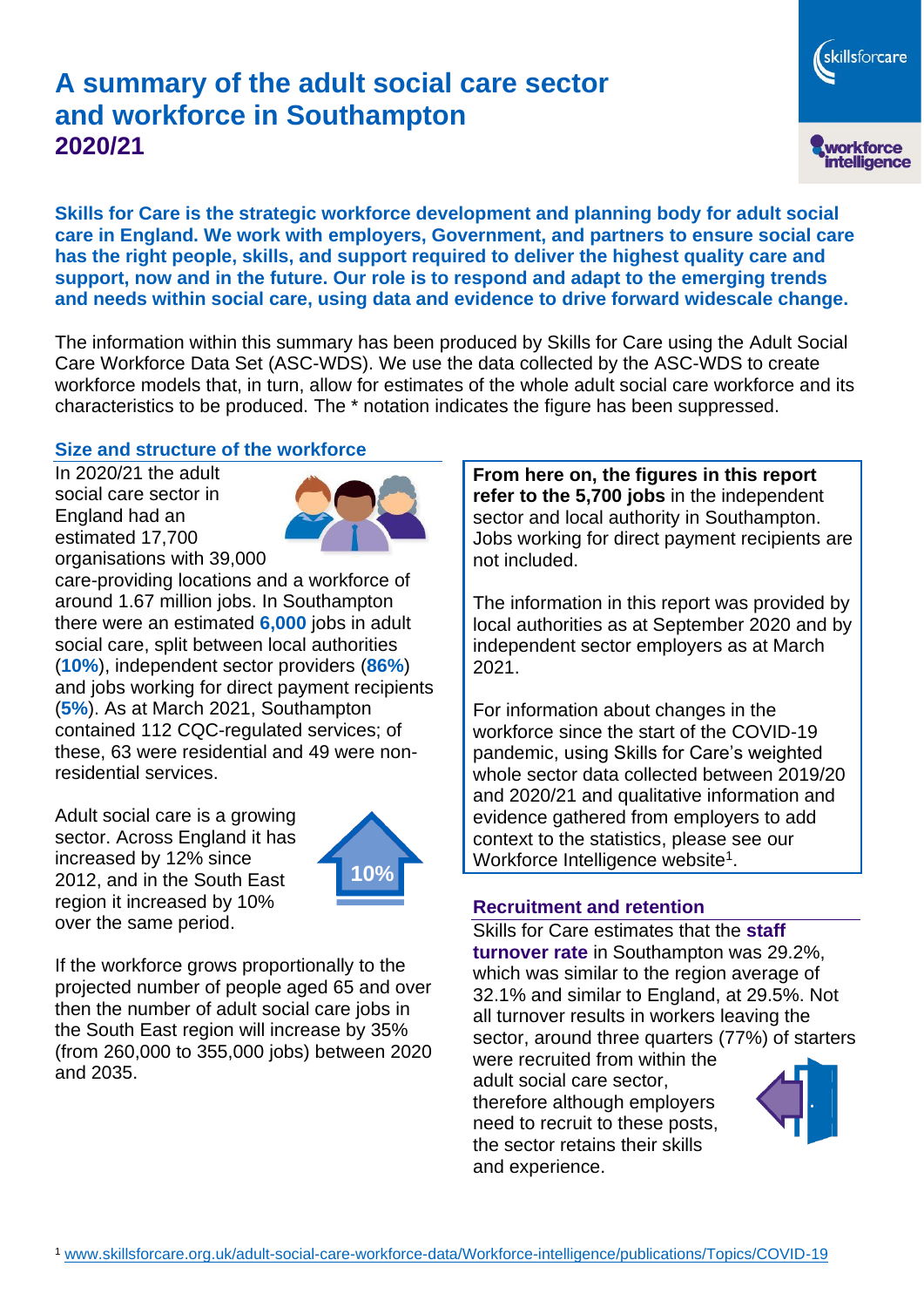# A summary of the adult social care sector and workforce in Southampton 2020/21

**Skills for Care is the strategic workforce development and planning body for adult social care in England. We work with employers, Government, and partners to ensure social care has the right people, skills, and support required to deliver the highest quality care and support, now and in the future. Our role is to respond and adapt to the emerging trends and needs within social care, using data and evidence to drive forward widescale change.**

The information within this summary has been produced by Skills for Care using the Adult Social Care Workforce Data Set (ASC-WDS). We use the data collected by the ASC-WDS to create workforce models that, in turn, allow for estimates of the whole adult social care workforce and its characteristics to be produced. The * notation indicates the figure has been suppressed.

## Size and structure of the workforce

In 2020/21 the adult social care sector in England had an estimated 17,700 organisations with 39,000 care-providing locations and a workforce of around 1.67 million jobs. In Southampton there were an estimated **6,000** jobs in adult social care, split between local authorities (**10%**), independent sector providers (**86%**) and jobs working for direct payment recipients (**5%**). As at March 2021, Southampton contained 112 CQC-regulated services; of these, 63 were residential and 49 were non-residential services.

Adult social care is a growing sector. Across England it has increased by 12% since 2012, and in the South East region it increased by 10% over the same period.

10%

If the workforce grows proportionally to the projected number of people aged 65 and over then the number of adult social care jobs in the South East region will increase by 35% (from 260,000 to 355,000 jobs) between 2020 and 2035.

**From here on, the figures in this report refer to the 5,700 jobs** in the independent sector and local authority in Southampton. Jobs working for direct payment recipients are not included.

The information in this report was provided by local authorities as at September 2020 and by independent sector employers as at March 2021.

For information about changes in the workforce since the start of the COVID-19 pandemic, using Skills for Care's weighted whole sector data collected between 2019/20 and 2020/21 and qualitative information and evidence gathered from employers to add context to the statistics, please see our Workforce Intelligence website[1].

## Recruitment and retention

Skills for Care estimates that the **staff turnover rate** in Southampton was 29.2%, which was similar to the region average of 32.1% and similar to England, at 29.5%. Not all turnover results in workers leaving the sector, around three quarters (77%) of starters were recruited from within the adult social care sector, therefore although employers need to recruit to these posts, the sector retains their skills and experience.

[1] www.skillsforcare.org.uk/adult-social-care-workforce-data/Workforce-intelligence/publications/Topics/COVID-19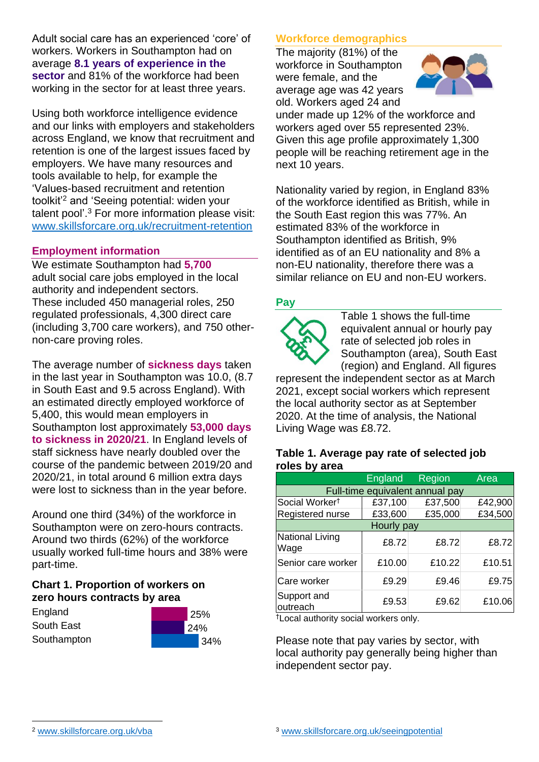Adult social care has an experienced 'core' of workers. Workers in Southampton had on average **8.1 years of experience in the sector** and 81% of the workforce had been working in the sector for at least three years.

Using both workforce intelligence evidence and our links with employers and stakeholders across England, we know that recruitment and retention is one of the largest issues faced by employers. We have many resources and tools available to help, for example the 'Values-based recruitment and retention toolkit'[2] and 'Seeing potential: widen your talent pool'.[3] For more information please visit: www.skillsforcare.org.uk/recruitment-retention

## Employment information

We estimate Southampton had **5,700** adult social care jobs employed in the local authority and independent sectors. These included 450 managerial roles, 250 regulated professionals, 4,300 direct care (including 3,700 care workers), and 750 other-non-care proving roles.

The average number of **sickness days** taken in the last year in Southampton was 10.0, (8.7 in South East and 9.5 across England). With an estimated directly employed workforce of 5,400, this would mean employers in Southampton lost approximately **53,000 days to sickness in 2020/21**. In England levels of staff sickness have nearly doubled over the course of the pandemic between 2019/20 and 2020/21, in total around 6 million extra days were lost to sickness than in the year before.

Around one third (34%) of the workforce in Southampton were on zero-hours contracts. Around two thirds (62%) of the workforce usually worked full-time hours and 38% were part-time.

### Chart 1. Proportion of workers on zero hours contracts by area

| Area | Proportion |
|---|---|
| England | 25% |
| South East | 24% |
| Southampton | 34% |

## Workforce demographics

The majority (81%) of the workforce in Southampton were female, and the average age was 42 years old. Workers aged 24 and under made up 12% of the workforce and workers aged over 55 represented 23%. Given this age profile approximately 1,300 people will be reaching retirement age in the next 10 years.

Nationality varied by region, in England 83% of the workforce identified as British, while in the South East region this was 77%. An estimated 83% of the workforce in Southampton identified as British, 9% identified as of an EU nationality and 8% a non-EU nationality, therefore there was a similar reliance on EU and non-EU workers.

## Pay

Table 1 shows the full-time equivalent annual or hourly pay rate of selected job roles in Southampton (area), South East (region) and England. All figures represent the independent sector as at March 2021, except social workers which represent the local authority sector as at September 2020. At the time of analysis, the National Living Wage was £8.72.

### Table 1. Average pay rate of selected job roles by area

| | England | Region | Area |
|---|---|---|---|
| **Full-time equivalent annual pay** | | | |
| Social Worker† | £37,100 | £37,500 | £42,900 |
| Registered nurse | £33,600 | £35,000 | £34,500 |
| **Hourly pay** | | | |
| National Living Wage | £8.72 | £8.72 | £8.72 |
| Senior care worker | £10.00 | £10.22 | £10.51 |
| Care worker | £9.29 | £9.46 | £9.75 |
| Support and outreach | £9.53 | £9.62 | £10.06 |

†Local authority social workers only.

Please note that pay varies by sector, with local authority pay generally being higher than independent sector pay.

[2] www.skillsforcare.org.uk/vba

[3] www.skillsforcare.org.uk/seeingpotential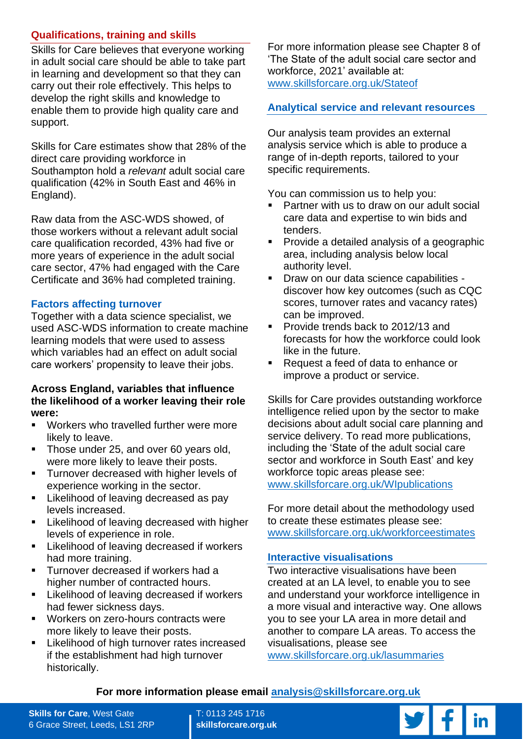## Qualifications, training and skills

Skills for Care believes that everyone working in adult social care should be able to take part in learning and development so that they can carry out their role effectively. This helps to develop the right skills and knowledge to enable them to provide high quality care and support.

Skills for Care estimates show that 28% of the direct care providing workforce in Southampton hold a *relevant* adult social care qualification (42% in South East and 46% in England).

Raw data from the ASC-WDS showed, of those workers without a relevant adult social care qualification recorded, 43% had five or more years of experience in the adult social care sector, 47% had engaged with the Care Certificate and 36% had completed training.

## Factors affecting turnover

Together with a data science specialist, we used ASC-WDS information to create machine learning models that were used to assess which variables had an effect on adult social care workers' propensity to leave their jobs.

**Across England, variables that influence the likelihood of a worker leaving their role were:**

- Workers who travelled further were more likely to leave.
- Those under 25, and over 60 years old, were more likely to leave their posts.
- Turnover decreased with higher levels of experience working in the sector.
- Likelihood of leaving decreased as pay levels increased.
- Likelihood of leaving decreased with higher levels of experience in role.
- Likelihood of leaving decreased if workers had more training.
- Turnover decreased if workers had a higher number of contracted hours.
- Likelihood of leaving decreased if workers had fewer sickness days.
- Workers on zero-hours contracts were more likely to leave their posts.
- Likelihood of high turnover rates increased if the establishment had high turnover historically.

For more information please see Chapter 8 of 'The State of the adult social care sector and workforce, 2021' available at: www.skillsforcare.org.uk/Stateof

## Analytical service and relevant resources

Our analysis team provides an external analysis service which is able to produce a range of in-depth reports, tailored to your specific requirements.

You can commission us to help you:

- Partner with us to draw on our adult social care data and expertise to win bids and tenders.
- Provide a detailed analysis of a geographic area, including analysis below local authority level.
- Draw on our data science capabilities - discover how key outcomes (such as CQC scores, turnover rates and vacancy rates) can be improved.
- Provide trends back to 2012/13 and forecasts for how the workforce could look like in the future.
- Request a feed of data to enhance or improve a product or service.

Skills for Care provides outstanding workforce intelligence relied upon by the sector to make decisions about adult social care planning and service delivery. To read more publications, including the 'State of the adult social care sector and workforce in South East' and key workforce topic areas please see: www.skillsforcare.org.uk/WIpublications

For more detail about the methodology used to create these estimates please see: www.skillsforcare.org.uk/workforceestimates

## Interactive visualisations

Two interactive visualisations have been created at an LA level, to enable you to see and understand your workforce intelligence in a more visual and interactive way. One allows you to see your LA area in more detail and another to compare LA areas. To access the visualisations, please see www.skillsforcare.org.uk/lasummaries

**For more information please email analysis@skillsforcare.org.uk**

**Skills for Care**, West Gate
6 Grace Street, Leeds, LS1 2RP

T: 0113 245 1716
**skillsforcare.org.uk**